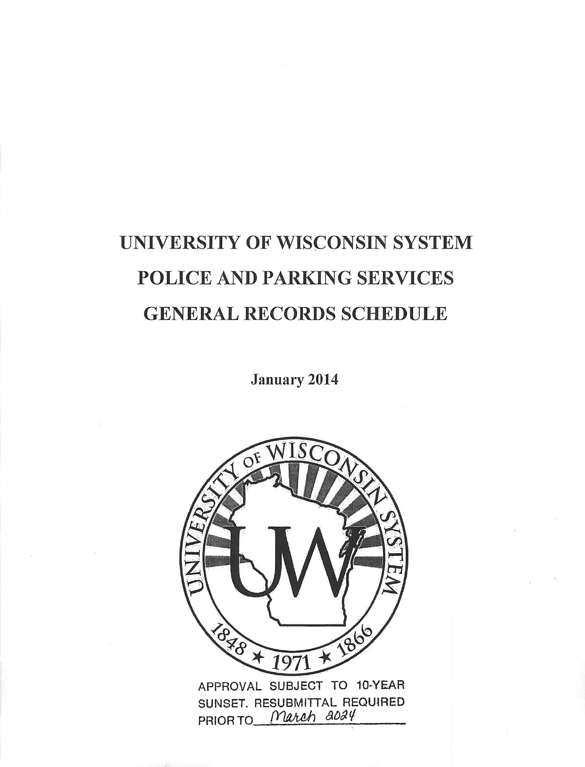# UNIVERSITY OF WISCONSIN SYSTEM
# POLICE AND PARKING SERVICES
# GENERAL RECORDS SCHEDULE

**January 2014**

APPROVAL SUBJECT TO 10-YEAR SUNSET. RESUBMITTAL REQUIRED PRIOR TO March 2024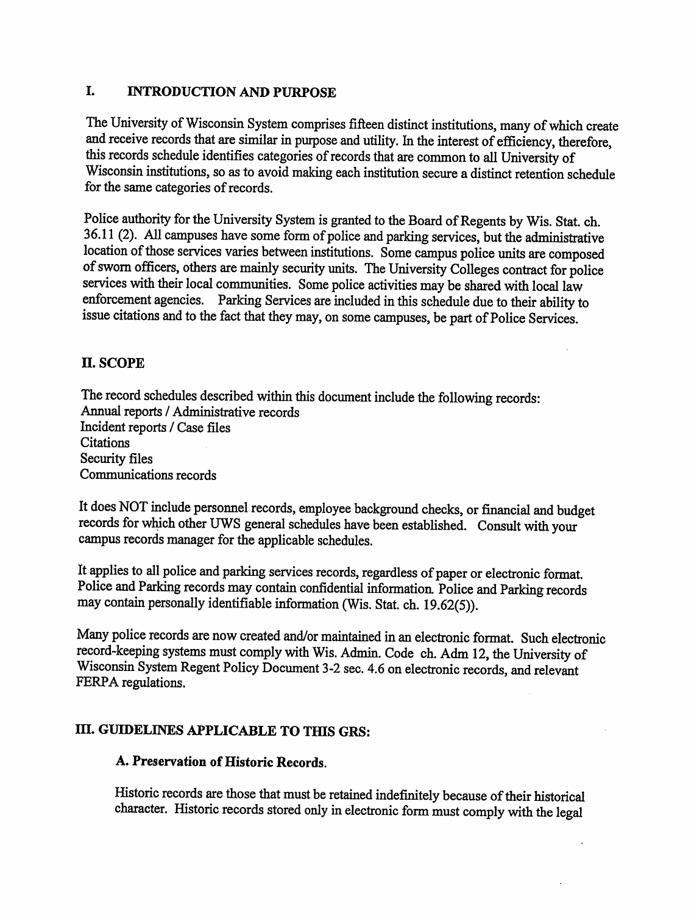## I. INTRODUCTION AND PURPOSE

The University of Wisconsin System comprises fifteen distinct institutions, many of which create and receive records that are similar in purpose and utility. In the interest of efficiency, therefore, this records schedule identifies categories of records that are common to all University of Wisconsin institutions, so as to avoid making each institution secure a distinct retention schedule for the same categories of records.

Police authority for the University System is granted to the Board of Regents by Wis. Stat. ch. 36.11 (2). All campuses have some form of police and parking services, but the administrative location of those services varies between institutions. Some campus police units are composed of sworn officers, others are mainly security units. The University Colleges contract for police services with their local communities. Some police activities may be shared with local law enforcement agencies. Parking Services are included in this schedule due to their ability to issue citations and to the fact that they may, on some campuses, be part of Police Services.

## II. SCOPE

The record schedules described within this document include the following records:
Annual reports / Administrative records
Incident reports / Case files
Citations
Security files
Communications records

It does NOT include personnel records, employee background checks, or financial and budget records for which other UWS general schedules have been established. Consult with your campus records manager for the applicable schedules.

It applies to all police and parking services records, regardless of paper or electronic format. Police and Parking records may contain confidential information. Police and Parking records may contain personally identifiable information (Wis. Stat. ch. 19.62(5)).

Many police records are now created and/or maintained in an electronic format. Such electronic record-keeping systems must comply with Wis. Admin. Code ch. Adm 12, the University of Wisconsin System Regent Policy Document 3-2 sec. 4.6 on electronic records, and relevant FERPA regulations.

## III. GUIDELINES APPLICABLE TO THIS GRS:

### A. Preservation of Historic Records.

Historic records are those that must be retained indefinitely because of their historical character. Historic records stored only in electronic form must comply with the legal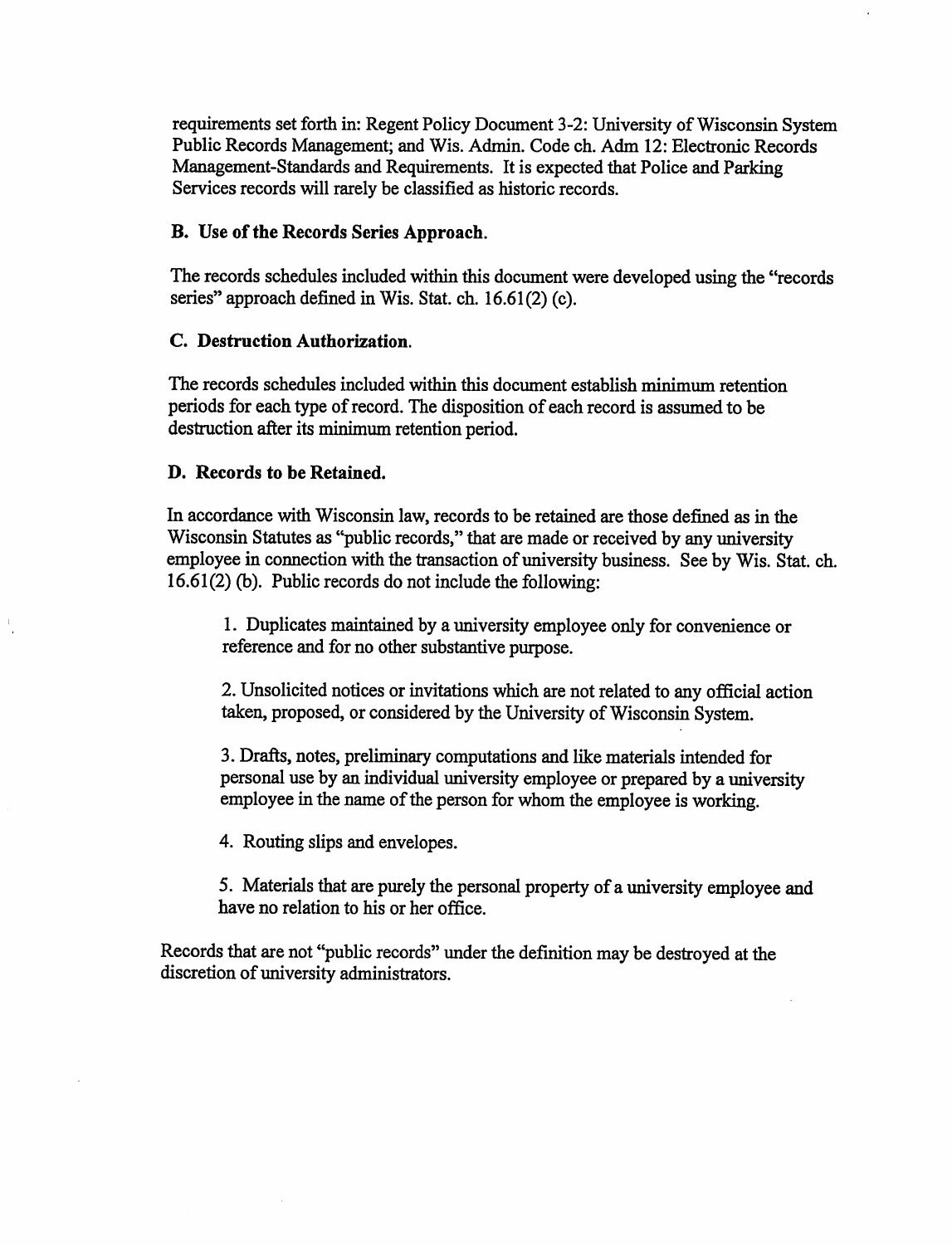requirements set forth in: Regent Policy Document 3-2: University of Wisconsin System Public Records Management; and Wis. Admin. Code ch. Adm 12: Electronic Records Management-Standards and Requirements. It is expected that Police and Parking Services records will rarely be classified as historic records.

### B. Use of the Records Series Approach.

The records schedules included within this document were developed using the "records series" approach defined in Wis. Stat. ch. 16.61(2) (c).

### C. Destruction Authorization.

The records schedules included within this document establish minimum retention periods for each type of record. The disposition of each record is assumed to be destruction after its minimum retention period.

### D. Records to be Retained.

In accordance with Wisconsin law, records to be retained are those defined as in the Wisconsin Statutes as "public records," that are made or received by any university employee in connection with the transaction of university business. See by Wis. Stat. ch. 16.61(2) (b). Public records do not include the following:

1. Duplicates maintained by a university employee only for convenience or reference and for no other substantive purpose.

2. Unsolicited notices or invitations which are not related to any official action taken, proposed, or considered by the University of Wisconsin System.

3. Drafts, notes, preliminary computations and like materials intended for personal use by an individual university employee or prepared by a university employee in the name of the person for whom the employee is working.

4. Routing slips and envelopes.

5. Materials that are purely the personal property of a university employee and have no relation to his or her office.

Records that are not "public records" under the definition may be destroyed at the discretion of university administrators.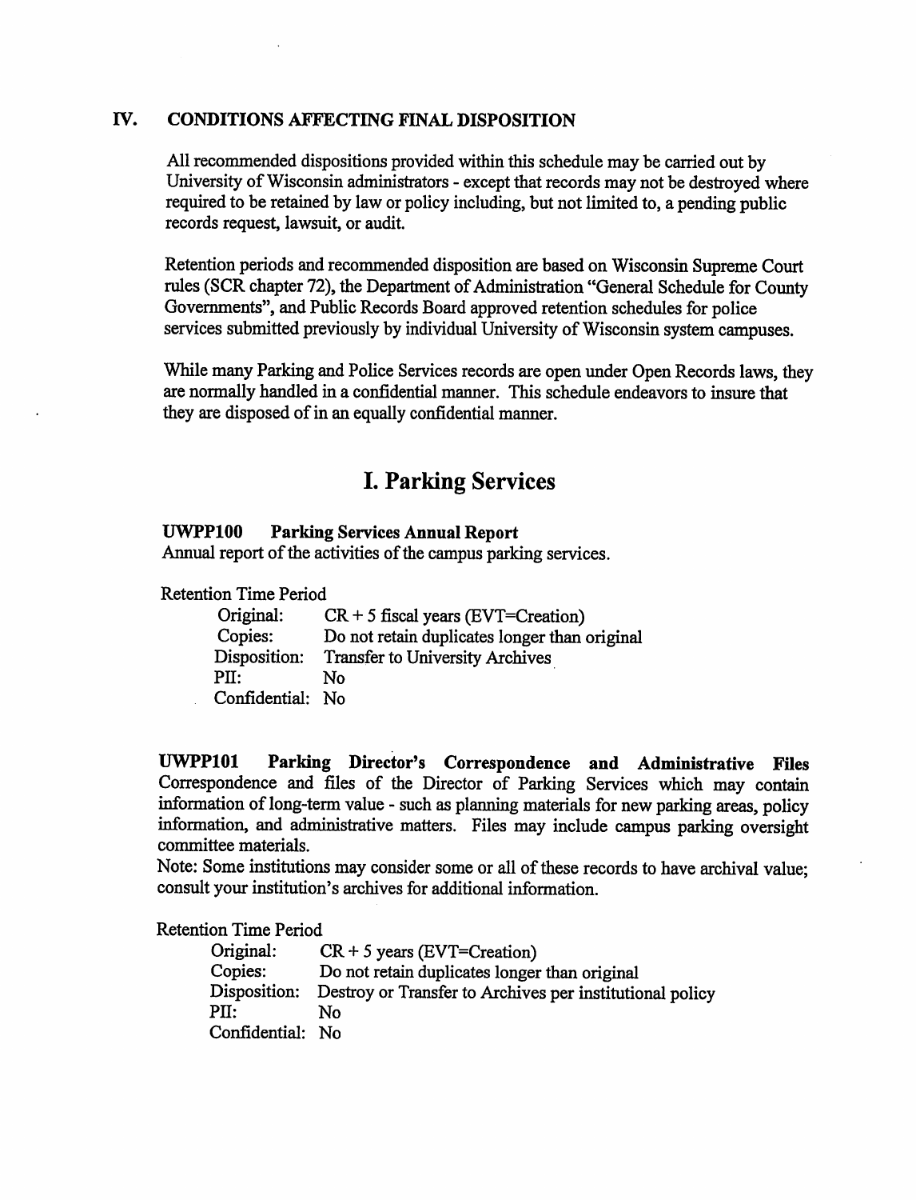## IV. CONDITIONS AFFECTING FINAL DISPOSITION

All recommended dispositions provided within this schedule may be carried out by University of Wisconsin administrators - except that records may not be destroyed where required to be retained by law or policy including, but not limited to, a pending public records request, lawsuit, or audit.

Retention periods and recommended disposition are based on Wisconsin Supreme Court rules (SCR chapter 72), the Department of Administration "General Schedule for County Governments", and Public Records Board approved retention schedules for police services submitted previously by individual University of Wisconsin system campuses.

While many Parking and Police Services records are open under Open Records laws, they are normally handled in a confidential manner. This schedule endeavors to insure that they are disposed of in an equally confidential manner.

# I. Parking Services

**UWPP100 Parking Services Annual Report**
Annual report of the activities of the campus parking services.

Retention Time Period

- Original: CR + 5 fiscal years (EVT=Creation)
- Copies: Do not retain duplicates longer than original
- Disposition: Transfer to University Archives
- PII: No
- Confidential: No

**UWPP101 Parking Director's Correspondence and Administrative Files**
Correspondence and files of the Director of Parking Services which may contain information of long-term value - such as planning materials for new parking areas, policy information, and administrative matters. Files may include campus parking oversight committee materials.
Note: Some institutions may consider some or all of these records to have archival value; consult your institution's archives for additional information.

Retention Time Period

- Original: CR + 5 years (EVT=Creation)
- Copies: Do not retain duplicates longer than original
- Disposition: Destroy or Transfer to Archives per institutional policy
- PII: No
- Confidential: No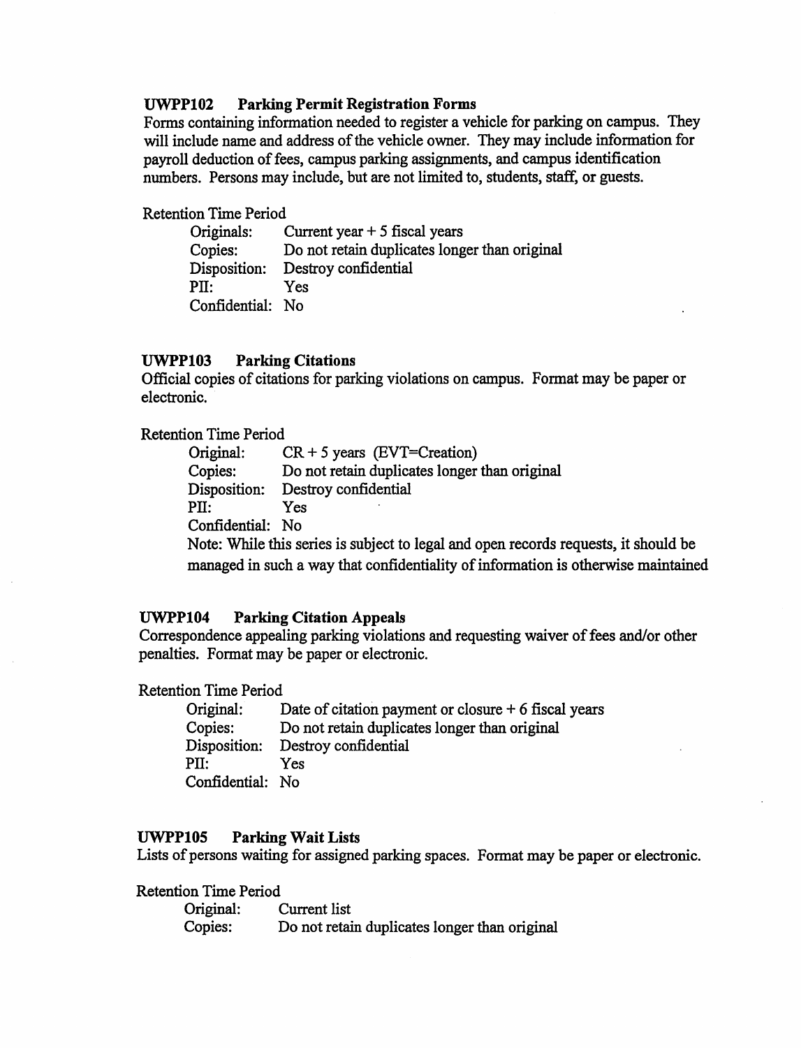**UWPP102 Parking Permit Registration Forms**

Forms containing information needed to register a vehicle for parking on campus. They will include name and address of the vehicle owner. They may include information for payroll deduction of fees, campus parking assignments, and campus identification numbers. Persons may include, but are not limited to, students, staff, or guests.

Retention Time Period

- Originals: Current year + 5 fiscal years
- Copies: Do not retain duplicates longer than original
- Disposition: Destroy confidential
- PII: Yes
- Confidential: No

**UWPP103 Parking Citations**

Official copies of citations for parking violations on campus. Format may be paper or electronic.

Retention Time Period

- Original: CR + 5 years (EVT=Creation)
- Copies: Do not retain duplicates longer than original
- Disposition: Destroy confidential
- PII: Yes
- Confidential: No

Note: While this series is subject to legal and open records requests, it should be managed in such a way that confidentiality of information is otherwise maintained

**UWPP104 Parking Citation Appeals**

Correspondence appealing parking violations and requesting waiver of fees and/or other penalties. Format may be paper or electronic.

Retention Time Period

- Original: Date of citation payment or closure + 6 fiscal years
- Copies: Do not retain duplicates longer than original
- Disposition: Destroy confidential
- PII: Yes
- Confidential: No

**UWPP105 Parking Wait Lists**

Lists of persons waiting for assigned parking spaces. Format may be paper or electronic.

Retention Time Period

- Original: Current list
- Copies: Do not retain duplicates longer than original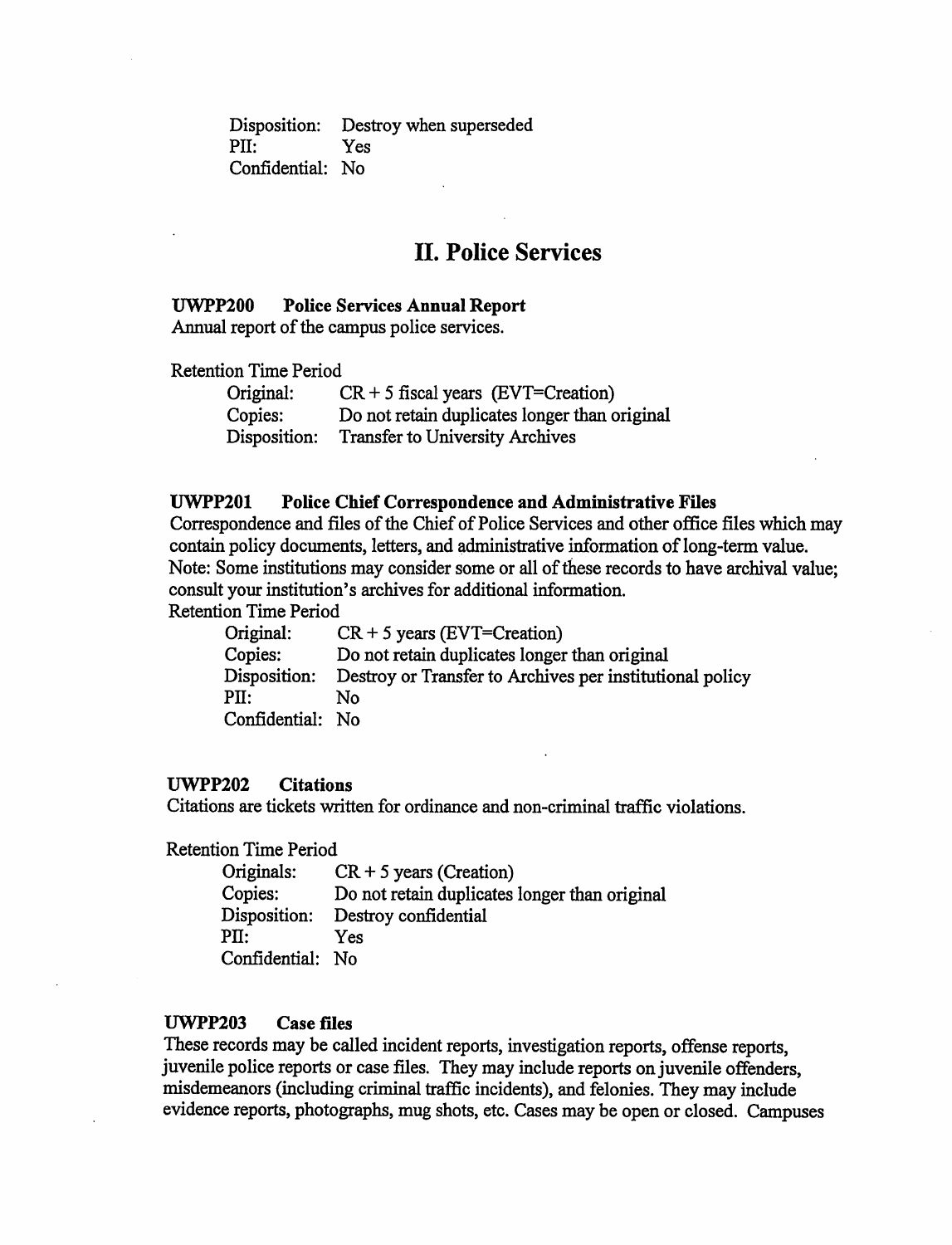Disposition: Destroy when superseded
PII: Yes
Confidential: No

## II. Police Services

**UWPP200 Police Services Annual Report**
Annual report of the campus police services.

Retention Time Period

- Original: CR + 5 fiscal years (EVT=Creation)
- Copies: Do not retain duplicates longer than original
- Disposition: Transfer to University Archives

**UWPP201 Police Chief Correspondence and Administrative Files**
Correspondence and files of the Chief of Police Services and other office files which may contain policy documents, letters, and administrative information of long-term value.
Note: Some institutions may consider some or all of these records to have archival value; consult your institution's archives for additional information.
Retention Time Period

- Original: CR + 5 years (EVT=Creation)
- Copies: Do not retain duplicates longer than original
- Disposition: Destroy or Transfer to Archives per institutional policy
- PII: No
- Confidential: No

**UWPP202 Citations**
Citations are tickets written for ordinance and non-criminal traffic violations.

Retention Time Period

- Originals: CR + 5 years (Creation)
- Copies: Do not retain duplicates longer than original
- Disposition: Destroy confidential
- PII: Yes
- Confidential: No

**UWPP203 Case files**
These records may be called incident reports, investigation reports, offense reports, juvenile police reports or case files. They may include reports on juvenile offenders, misdemeanors (including criminal traffic incidents), and felonies. They may include evidence reports, photographs, mug shots, etc. Cases may be open or closed. Campuses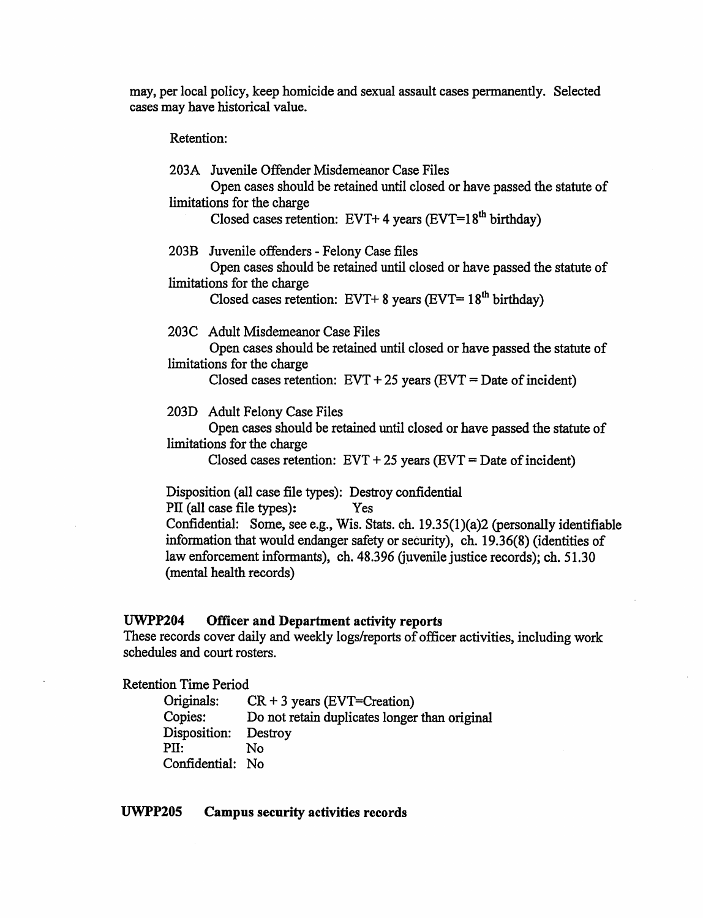may, per local policy, keep homicide and sexual assault cases permanently. Selected cases may have historical value.

Retention:

203A Juvenile Offender Misdemeanor Case Files
Open cases should be retained until closed or have passed the statute of limitations for the charge
Closed cases retention: EVT+ 4 years (EVT=18th birthday)

203B Juvenile offenders - Felony Case files
Open cases should be retained until closed or have passed the statute of limitations for the charge
Closed cases retention: EVT+ 8 years (EVT= 18th birthday)

203C Adult Misdemeanor Case Files
Open cases should be retained until closed or have passed the statute of limitations for the charge
Closed cases retention: EVT + 25 years (EVT = Date of incident)

203D Adult Felony Case Files
Open cases should be retained until closed or have passed the statute of limitations for the charge
Closed cases retention: EVT + 25 years (EVT = Date of incident)

Disposition (all case file types): Destroy confidential
PII (all case file types): Yes
Confidential: Some, see e.g., Wis. Stats. ch. 19.35(1)(a)2 (personally identifiable information that would endanger safety or security), ch. 19.36(8) (identities of law enforcement informants), ch. 48.396 (juvenile justice records); ch. 51.30 (mental health records)

## UWPP204 Officer and Department activity reports

These records cover daily and weekly logs/reports of officer activities, including work schedules and court rosters.

Retention Time Period
- Originals: CR + 3 years (EVT=Creation)
- Copies: Do not retain duplicates longer than original
- Disposition: Destroy
- PII: No
- Confidential: No

## UWPP205 Campus security activities records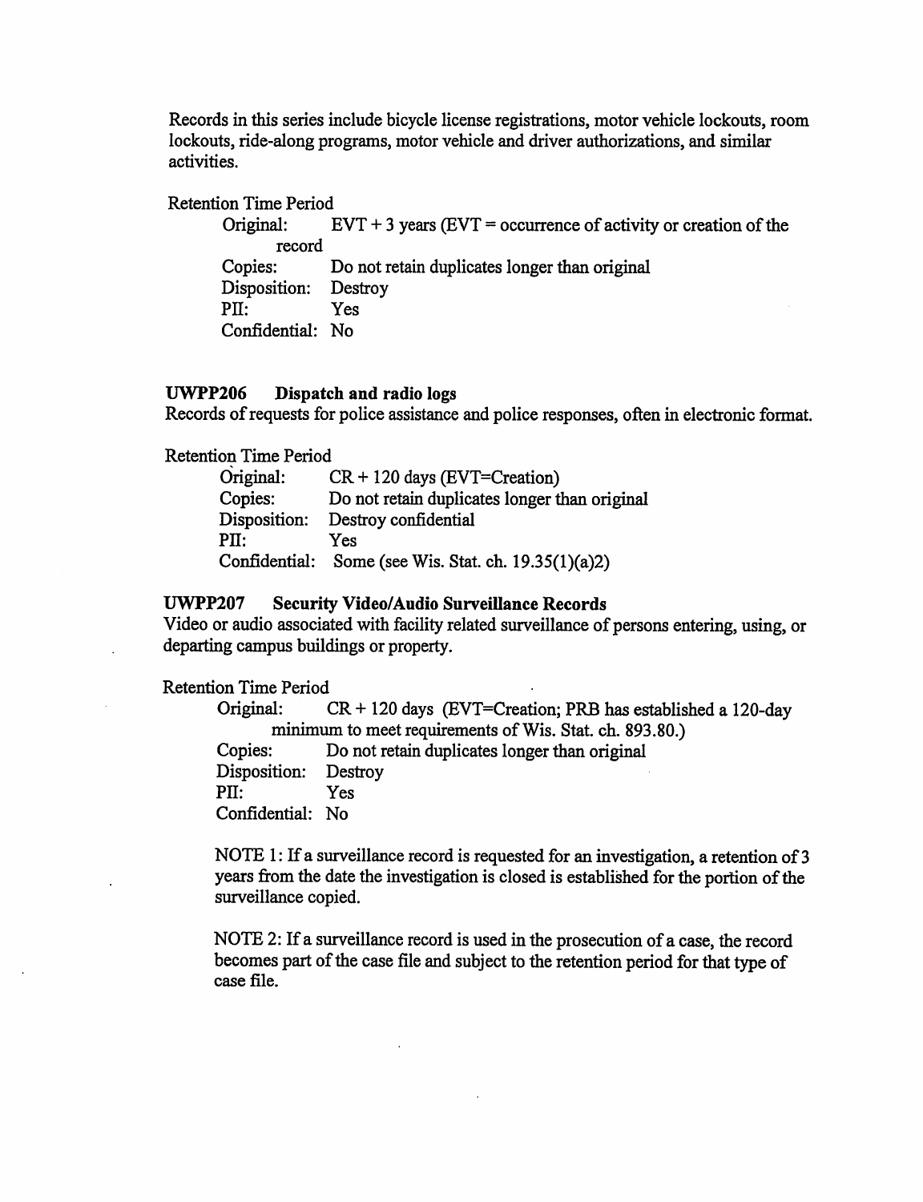Records in this series include bicycle license registrations, motor vehicle lockouts, room lockouts, ride-along programs, motor vehicle and driver authorizations, and similar activities.

Retention Time Period

Original: EVT + 3 years (EVT = occurrence of activity or creation of the record
Copies: Do not retain duplicates longer than original
Disposition: Destroy
PII: Yes
Confidential: No

**UWPP206 Dispatch and radio logs**

Records of requests for police assistance and police responses, often in electronic format.

Retention Time Period

Original: CR + 120 days (EVT=Creation)
Copies: Do not retain duplicates longer than original
Disposition: Destroy confidential
PII: Yes
Confidential: Some (see Wis. Stat. ch. 19.35(1)(a)2)

**UWPP207 Security Video/Audio Surveillance Records**

Video or audio associated with facility related surveillance of persons entering, using, or departing campus buildings or property.

Retention Time Period

Original: CR + 120 days (EVT=Creation; PRB has established a 120-day minimum to meet requirements of Wis. Stat. ch. 893.80.)
Copies: Do not retain duplicates longer than original
Disposition: Destroy
PII: Yes
Confidential: No

NOTE 1: If a surveillance record is requested for an investigation, a retention of 3 years from the date the investigation is closed is established for the portion of the surveillance copied.

NOTE 2: If a surveillance record is used in the prosecution of a case, the record becomes part of the case file and subject to the retention period for that type of case file.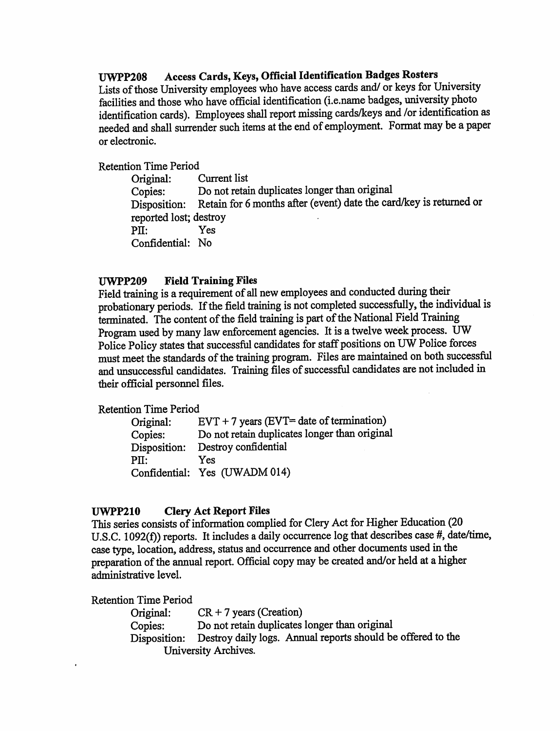### UWPP208 Access Cards, Keys, Official Identification Badges Rosters

Lists of those University employees who have access cards and/ or keys for University facilities and those who have official identification (i.e.name badges, university photo identification cards). Employees shall report missing cards/keys and /or identification as needed and shall surrender such items at the end of employment. Format may be a paper or electronic.

Retention Time Period

- Original: Current list
- Copies: Do not retain duplicates longer than original
- Disposition: Retain for 6 months after (event) date the card/key is returned or reported lost; destroy
- PII: Yes
- Confidential: No

### UWPP209 Field Training Files

Field training is a requirement of all new employees and conducted during their probationary periods. If the field training is not completed successfully, the individual is terminated. The content of the field training is part of the National Field Training Program used by many law enforcement agencies. It is a twelve week process. UW Police Policy states that successful candidates for staff positions on UW Police forces must meet the standards of the training program. Files are maintained on both successful and unsuccessful candidates. Training files of successful candidates are not included in their official personnel files.

Retention Time Period

- Original: EVT + 7 years (EVT= date of termination)
- Copies: Do not retain duplicates longer than original
- Disposition: Destroy confidential
- PII: Yes
- Confidential: Yes (UWADM 014)

### UWPP210 Clery Act Report Files

This series consists of information complied for Clery Act for Higher Education (20 U.S.C. 1092(f)) reports. It includes a daily occurrence log that describes case #, date/time, case type, location, address, status and occurrence and other documents used in the preparation of the annual report. Official copy may be created and/or held at a higher administrative level.

Retention Time Period

- Original: CR + 7 years (Creation)
- Copies: Do not retain duplicates longer than original
- Disposition: Destroy daily logs. Annual reports should be offered to the University Archives.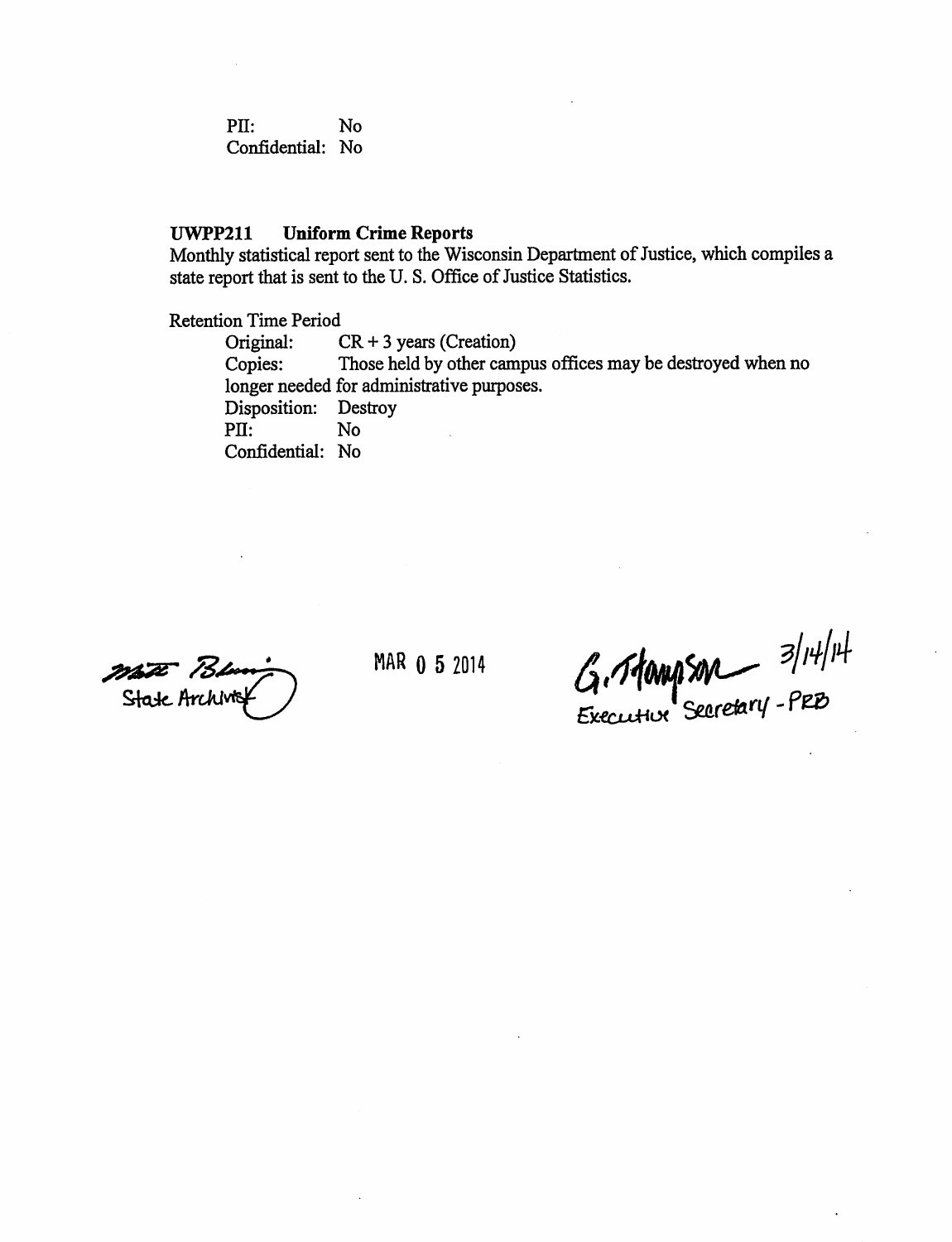PII: No
Confidential: No

**UWPP211 Uniform Crime Reports**

Monthly statistical report sent to the Wisconsin Department of Justice, which compiles a state report that is sent to the U. S. Office of Justice Statistics.

Retention Time Period

Original: CR + 3 years (Creation)
Copies: Those held by other campus offices may be destroyed when no longer needed for administrative purposes.
Disposition: Destroy
PII: No
Confidential: No

Matt Blessing
State Archivist

MAR 0 5 2014

G. Thompson 3/14/14
Executive Secretary - PRB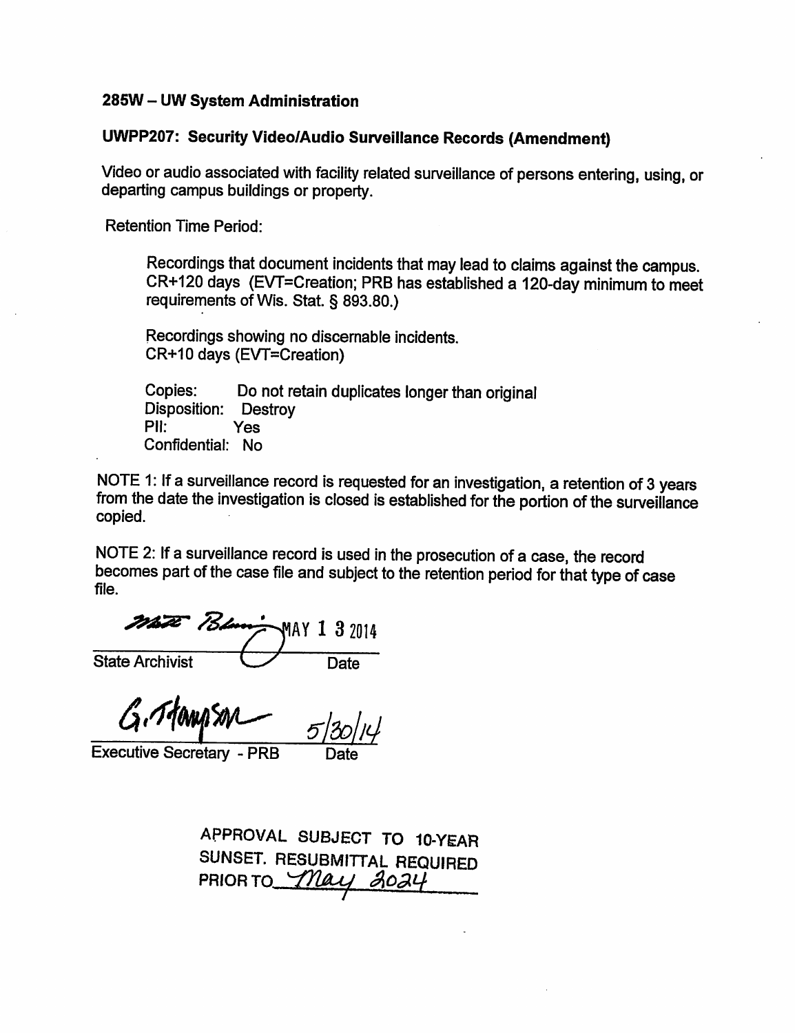**285W – UW System Administration**

**UWPP207: Security Video/Audio Surveillance Records (Amendment)**

Video or audio associated with facility related surveillance of persons entering, using, or departing campus buildings or property.

Retention Time Period:

Recordings that document incidents that may lead to claims against the campus. CR+120 days (EVT=Creation; PRB has established a 120-day minimum to meet requirements of Wis. Stat. § 893.80.)

Recordings showing no discernable incidents. CR+10 days (EVT=Creation)

Copies: Do not retain duplicates longer than original
Disposition: Destroy
PII: Yes
Confidential: No

NOTE 1: If a surveillance record is requested for an investigation, a retention of 3 years from the date the investigation is closed is established for the portion of the surveillance copied.

NOTE 2: If a surveillance record is used in the prosecution of a case, the record becomes part of the case file and subject to the retention period for that type of case file.

Matt Blessing MAY 13 2014
State Archivist Date

G. Thompson 5/30/14
Executive Secretary - PRB Date

APPROVAL SUBJECT TO 10-YEAR SUNSET. RESUBMITTAL REQUIRED PRIOR TO May 2024